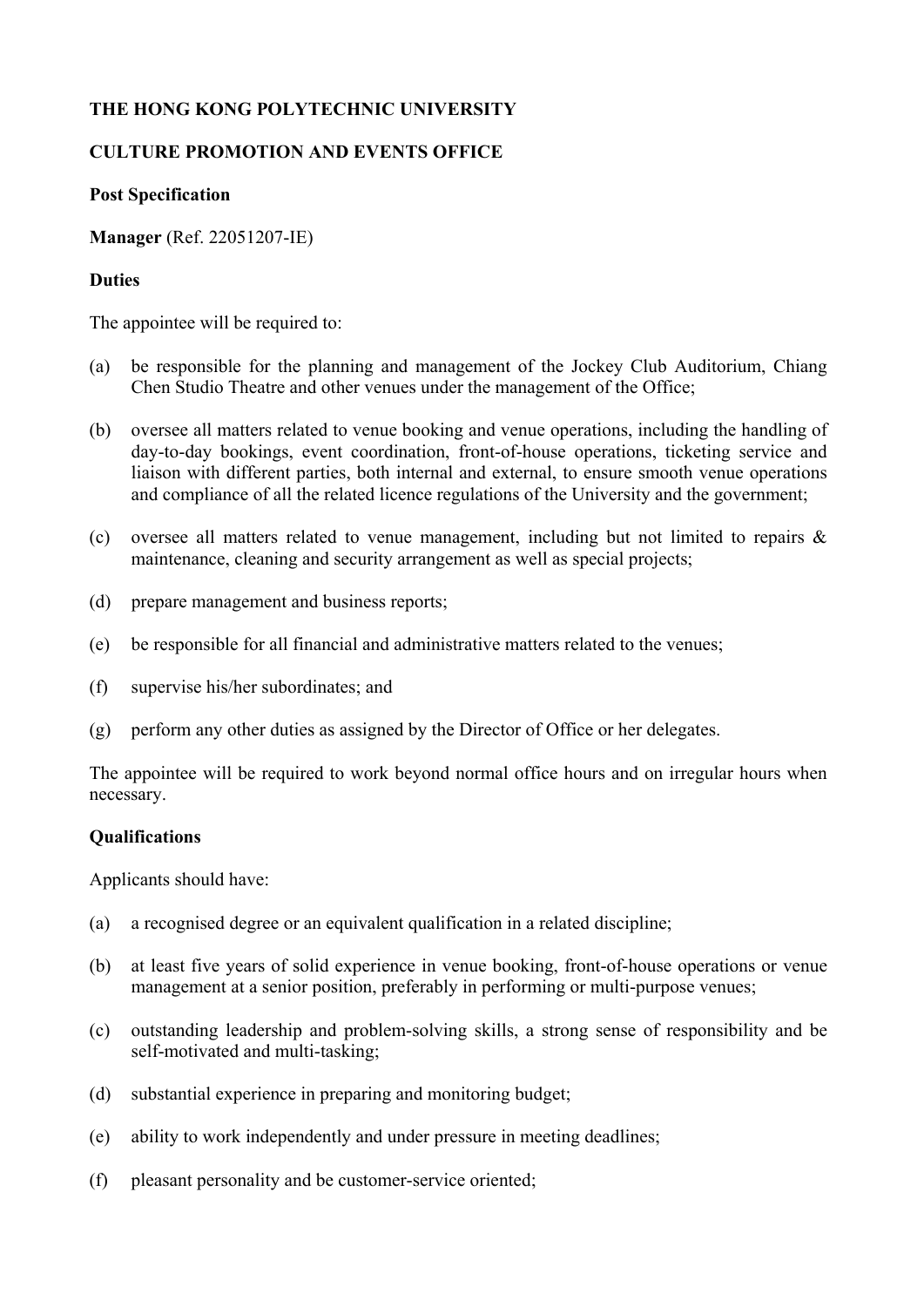**THE HONG KONG POLYTECHNIC UNIVERSITY**

**CULTURE PROMOTION AND EVENTS OFFICE**

**Post Specification**

**Manager** (Ref. 22051207-IE)

**Duties**

The appointee will be required to:

(a) be responsible for the planning and management of the Jockey Club Auditorium, Chiang Chen Studio Theatre and other venues under the management of the Office;

(b) oversee all matters related to venue booking and venue operations, including the handling of day-to-day bookings, event coordination, front-of-house operations, ticketing service and liaison with different parties, both internal and external, to ensure smooth venue operations and compliance of all the related licence regulations of the University and the government;

(c) oversee all matters related to venue management, including but not limited to repairs & maintenance, cleaning and security arrangement as well as special projects;

(d) prepare management and business reports;

(e) be responsible for all financial and administrative matters related to the venues;

(f) supervise his/her subordinates; and

(g) perform any other duties as assigned by the Director of Office or her delegates.

The appointee will be required to work beyond normal office hours and on irregular hours when necessary.

**Qualifications**

Applicants should have:

(a) a recognised degree or an equivalent qualification in a related discipline;

(b) at least five years of solid experience in venue booking, front-of-house operations or venue management at a senior position, preferably in performing or multi-purpose venues;

(c) outstanding leadership and problem-solving skills, a strong sense of responsibility and be self-motivated and multi-tasking;

(d) substantial experience in preparing and monitoring budget;

(e) ability to work independently and under pressure in meeting deadlines;

(f) pleasant personality and be customer-service oriented;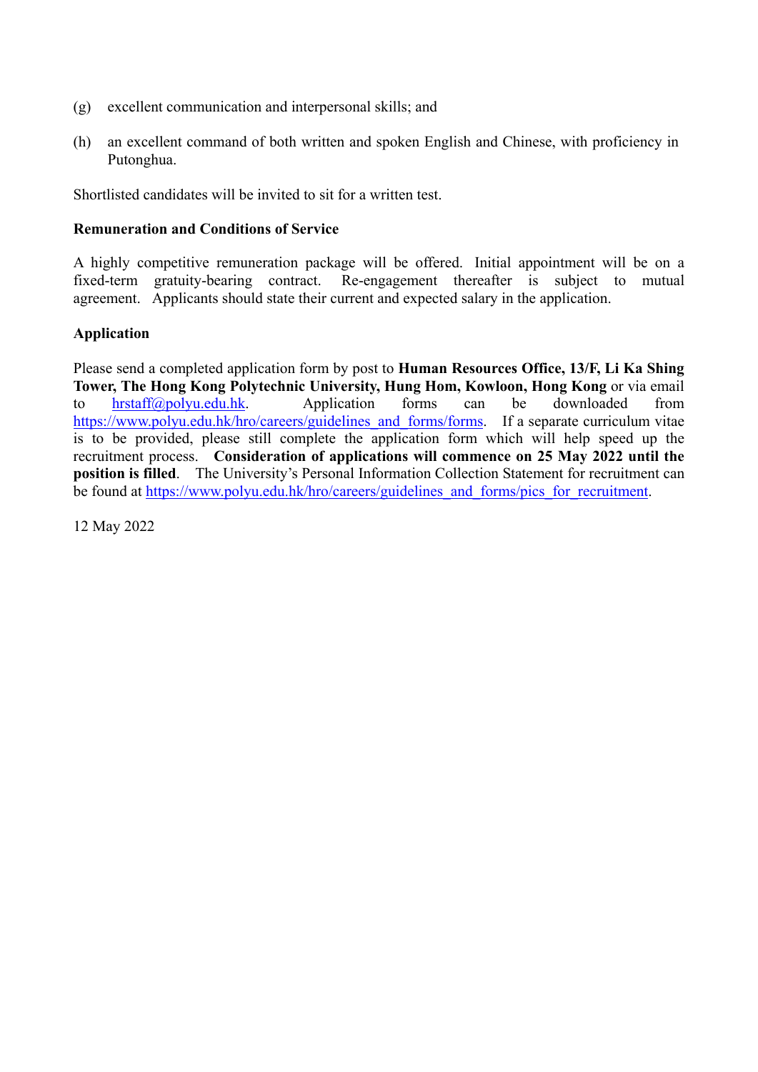(g) excellent communication and interpersonal skills; and

(h) an excellent command of both written and spoken English and Chinese, with proficiency in Putonghua.

Shortlisted candidates will be invited to sit for a written test.

**Remuneration and Conditions of Service**

A highly competitive remuneration package will be offered. Initial appointment will be on a fixed-term gratuity-bearing contract. Re-engagement thereafter is subject to mutual agreement. Applicants should state their current and expected salary in the application.

**Application**

Please send a completed application form by post to **Human Resources Office, 13/F, Li Ka Shing Tower, The Hong Kong Polytechnic University, Hung Hom, Kowloon, Hong Kong** or via email to [hrstaff@polyu.edu.hk](mailto:hrstaff@polyu.edu.hk). Application forms can be downloaded from [https://www.polyu.edu.hk/hro/careers/guidelines_and_forms/forms](https://www.polyu.edu.hk/hro/careers/guidelines_and_forms/forms). If a separate curriculum vitae is to be provided, please still complete the application form which will help speed up the recruitment process. **Consideration of applications will commence on 25 May 2022 until the position is filled**. The University's Personal Information Collection Statement for recruitment can be found at [https://www.polyu.edu.hk/hro/careers/guidelines_and_forms/pics_for_recruitment](https://www.polyu.edu.hk/hro/careers/guidelines_and_forms/pics_for_recruitment).

12 May 2022